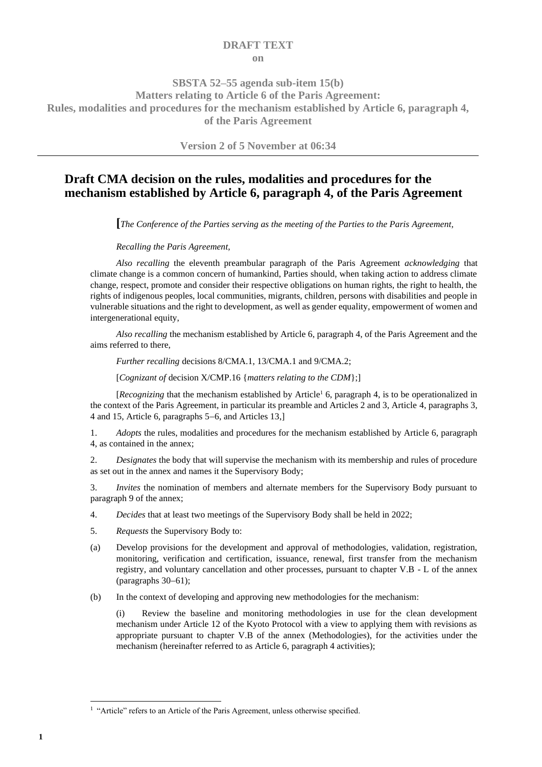**DRAFT TEXT**
**on**

**SBSTA 52–55 agenda sub-item 15(b)**
**Matters relating to Article 6 of the Paris Agreement:**
**Rules, modalities and procedures for the mechanism established by Article 6, paragraph 4, of the Paris Agreement**

**Version 2 of 5 November at 06:34**

# Draft CMA decision on the rules, modalities and procedures for the mechanism established by Article 6, paragraph 4, of the Paris Agreement

**[***The Conference of the Parties serving as the meeting of the Parties to the Paris Agreement,*

*Recalling the Paris Agreement,*

*Also recalling* the eleventh preambular paragraph of the Paris Agreement *acknowledging* that climate change is a common concern of humankind, Parties should, when taking action to address climate change, respect, promote and consider their respective obligations on human rights, the right to health, the rights of indigenous peoples, local communities, migrants, children, persons with disabilities and people in vulnerable situations and the right to development, as well as gender equality, empowerment of women and intergenerational equity,

*Also recalling* the mechanism established by Article 6, paragraph 4, of the Paris Agreement and the aims referred to there,

*Further recalling* decisions 8/CMA.1, 13/CMA.1 and 9/CMA.2;

[*Cognizant of* decision X/CMP.16 {*matters relating to the CDM*};]

[*Recognizing* that the mechanism established by Article[1] 6, paragraph 4, is to be operationalized in the context of the Paris Agreement, in particular its preamble and Articles 2 and 3, Article 4, paragraphs 3, 4 and 15, Article 6, paragraphs 5–6, and Articles 13,]

1. *Adopts* the rules, modalities and procedures for the mechanism established by Article 6, paragraph 4, as contained in the annex;

2. *Designates* the body that will supervise the mechanism with its membership and rules of procedure as set out in the annex and names it the Supervisory Body;

3. *Invites* the nomination of members and alternate members for the Supervisory Body pursuant to paragraph 9 of the annex;

4. *Decides* that at least two meetings of the Supervisory Body shall be held in 2022;

5. *Requests* the Supervisory Body to:

(a) Develop provisions for the development and approval of methodologies, validation, registration, monitoring, verification and certification, issuance, renewal, first transfer from the mechanism registry, and voluntary cancellation and other processes, pursuant to chapter V.B - L of the annex (paragraphs 30–61);

(b) In the context of developing and approving new methodologies for the mechanism:

(i) Review the baseline and monitoring methodologies in use for the clean development mechanism under Article 12 of the Kyoto Protocol with a view to applying them with revisions as appropriate pursuant to chapter V.B of the annex (Methodologies), for the activities under the mechanism (hereinafter referred to as Article 6, paragraph 4 activities);

[1] "Article" refers to an Article of the Paris Agreement, unless otherwise specified.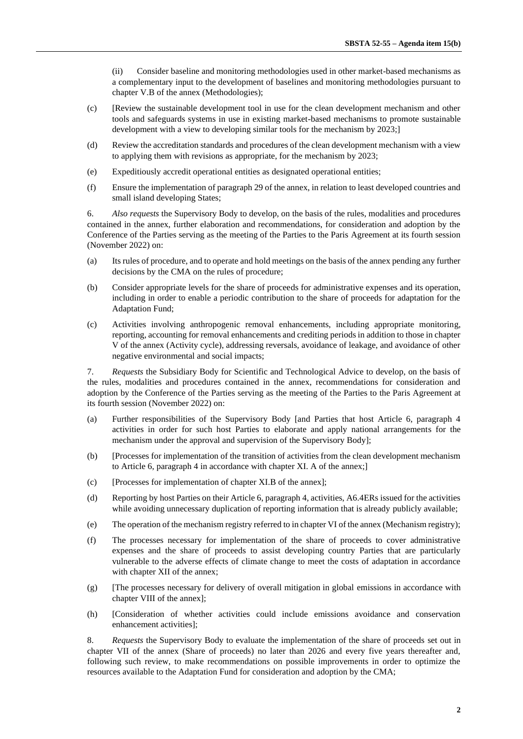(ii) Consider baseline and monitoring methodologies used in other market-based mechanisms as a complementary input to the development of baselines and monitoring methodologies pursuant to chapter V.B of the annex (Methodologies);

(c) [Review the sustainable development tool in use for the clean development mechanism and other tools and safeguards systems in use in existing market-based mechanisms to promote sustainable development with a view to developing similar tools for the mechanism by 2023;]

(d) Review the accreditation standards and procedures of the clean development mechanism with a view to applying them with revisions as appropriate, for the mechanism by 2023;

(e) Expeditiously accredit operational entities as designated operational entities;

(f) Ensure the implementation of paragraph 29 of the annex, in relation to least developed countries and small island developing States;

6. *Also requests* the Supervisory Body to develop, on the basis of the rules, modalities and procedures contained in the annex, further elaboration and recommendations, for consideration and adoption by the Conference of the Parties serving as the meeting of the Parties to the Paris Agreement at its fourth session (November 2022) on:

(a) Its rules of procedure, and to operate and hold meetings on the basis of the annex pending any further decisions by the CMA on the rules of procedure;

(b) Consider appropriate levels for the share of proceeds for administrative expenses and its operation, including in order to enable a periodic contribution to the share of proceeds for adaptation for the Adaptation Fund;

(c) Activities involving anthropogenic removal enhancements, including appropriate monitoring, reporting, accounting for removal enhancements and crediting periods in addition to those in chapter V of the annex (Activity cycle), addressing reversals, avoidance of leakage, and avoidance of other negative environmental and social impacts;

7. *Requests* the Subsidiary Body for Scientific and Technological Advice to develop, on the basis of the rules, modalities and procedures contained in the annex, recommendations for consideration and adoption by the Conference of the Parties serving as the meeting of the Parties to the Paris Agreement at its fourth session (November 2022) on:

(a) Further responsibilities of the Supervisory Body [and Parties that host Article 6, paragraph 4 activities in order for such host Parties to elaborate and apply national arrangements for the mechanism under the approval and supervision of the Supervisory Body];

(b) [Processes for implementation of the transition of activities from the clean development mechanism to Article 6, paragraph 4 in accordance with chapter XI. A of the annex;]

(c) [Processes for implementation of chapter XI.B of the annex];

(d) Reporting by host Parties on their Article 6, paragraph 4, activities, A6.4ERs issued for the activities while avoiding unnecessary duplication of reporting information that is already publicly available;

(e) The operation of the mechanism registry referred to in chapter VI of the annex (Mechanism registry);

(f) The processes necessary for implementation of the share of proceeds to cover administrative expenses and the share of proceeds to assist developing country Parties that are particularly vulnerable to the adverse effects of climate change to meet the costs of adaptation in accordance with chapter XII of the annex;

(g) [The processes necessary for delivery of overall mitigation in global emissions in accordance with chapter VIII of the annex];

(h) [Consideration of whether activities could include emissions avoidance and conservation enhancement activities];

8. *Requests* the Supervisory Body to evaluate the implementation of the share of proceeds set out in chapter VII of the annex (Share of proceeds) no later than 2026 and every five years thereafter and, following such review, to make recommendations on possible improvements in order to optimize the resources available to the Adaptation Fund for consideration and adoption by the CMA;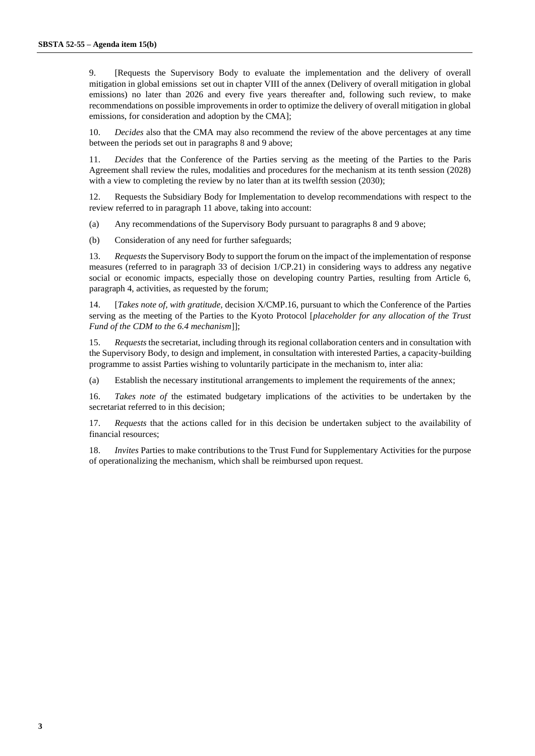9. [Requests the Supervisory Body to evaluate the implementation and the delivery of overall mitigation in global emissions set out in chapter VIII of the annex (Delivery of overall mitigation in global emissions) no later than 2026 and every five years thereafter and, following such review, to make recommendations on possible improvements in order to optimize the delivery of overall mitigation in global emissions, for consideration and adoption by the CMA];

10. *Decides* also that the CMA may also recommend the review of the above percentages at any time between the periods set out in paragraphs 8 and 9 above;

11. *Decides* that the Conference of the Parties serving as the meeting of the Parties to the Paris Agreement shall review the rules, modalities and procedures for the mechanism at its tenth session (2028) with a view to completing the review by no later than at its twelfth session (2030);

12. Requests the Subsidiary Body for Implementation to develop recommendations with respect to the review referred to in paragraph 11 above, taking into account:

(a) Any recommendations of the Supervisory Body pursuant to paragraphs 8 and 9 above;

(b) Consideration of any need for further safeguards;

13. *Requests* the Supervisory Body to support the forum on the impact of the implementation of response measures (referred to in paragraph 33 of decision 1/CP.21) in considering ways to address any negative social or economic impacts, especially those on developing country Parties, resulting from Article 6, paragraph 4, activities, as requested by the forum;

14. [*Takes note of, with gratitude,* decision X/CMP.16, pursuant to which the Conference of the Parties serving as the meeting of the Parties to the Kyoto Protocol [*placeholder for any allocation of the Trust Fund of the CDM to the 6.4 mechanism*]];

15. *Requests* the secretariat, including through its regional collaboration centers and in consultation with the Supervisory Body, to design and implement, in consultation with interested Parties, a capacity-building programme to assist Parties wishing to voluntarily participate in the mechanism to, inter alia:

(a) Establish the necessary institutional arrangements to implement the requirements of the annex;

16. *Takes note of* the estimated budgetary implications of the activities to be undertaken by the secretariat referred to in this decision;

17. *Requests* that the actions called for in this decision be undertaken subject to the availability of financial resources;

18. *Invites* Parties to make contributions to the Trust Fund for Supplementary Activities for the purpose of operationalizing the mechanism, which shall be reimbursed upon request.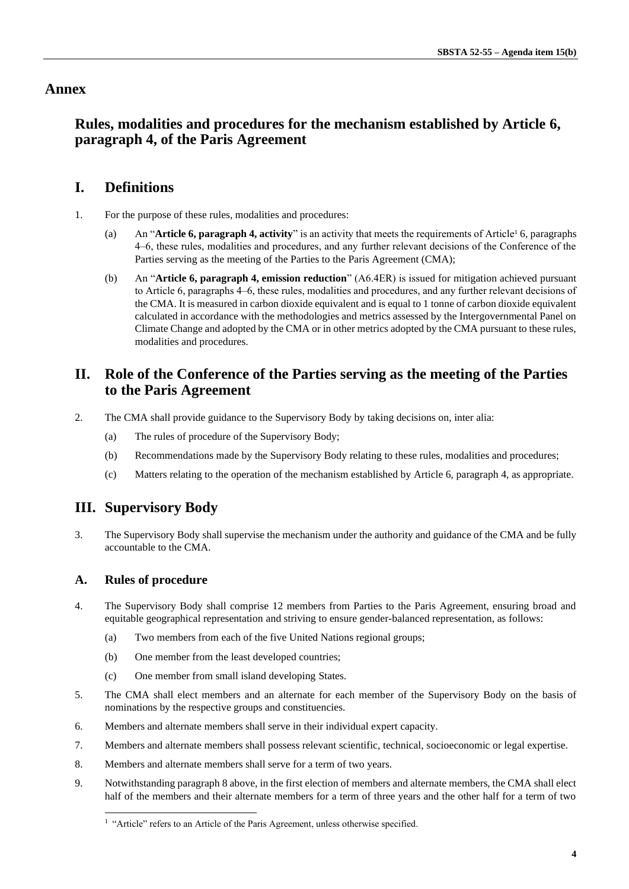# Annex

## Rules, modalities and procedures for the mechanism established by Article 6, paragraph 4, of the Paris Agreement

## I. Definitions

1. For the purpose of these rules, modalities and procedures:

   (a) An "**Article 6, paragraph 4, activity**" is an activity that meets the requirements of Article[1] 6, paragraphs 4–6, these rules, modalities and procedures, and any further relevant decisions of the Conference of the Parties serving as the meeting of the Parties to the Paris Agreement (CMA);

   (b) An "**Article 6, paragraph 4, emission reduction**" (A6.4ER) is issued for mitigation achieved pursuant to Article 6, paragraphs 4–6, these rules, modalities and procedures, and any further relevant decisions of the CMA. It is measured in carbon dioxide equivalent and is equal to 1 tonne of carbon dioxide equivalent calculated in accordance with the methodologies and metrics assessed by the Intergovernmental Panel on Climate Change and adopted by the CMA or in other metrics adopted by the CMA pursuant to these rules, modalities and procedures.

## II. Role of the Conference of the Parties serving as the meeting of the Parties to the Paris Agreement

2. The CMA shall provide guidance to the Supervisory Body by taking decisions on, inter alia:

   (a) The rules of procedure of the Supervisory Body;

   (b) Recommendations made by the Supervisory Body relating to these rules, modalities and procedures;

   (c) Matters relating to the operation of the mechanism established by Article 6, paragraph 4, as appropriate.

## III. Supervisory Body

3. The Supervisory Body shall supervise the mechanism under the authority and guidance of the CMA and be fully accountable to the CMA.

### A. Rules of procedure

4. The Supervisory Body shall comprise 12 members from Parties to the Paris Agreement, ensuring broad and equitable geographical representation and striving to ensure gender-balanced representation, as follows:

   (a) Two members from each of the five United Nations regional groups;

   (b) One member from the least developed countries;

   (c) One member from small island developing States.

5. The CMA shall elect members and an alternate for each member of the Supervisory Body on the basis of nominations by the respective groups and constituencies.

6. Members and alternate members shall serve in their individual expert capacity.

7. Members and alternate members shall possess relevant scientific, technical, socioeconomic or legal expertise.

8. Members and alternate members shall serve for a term of two years.

9. Notwithstanding paragraph 8 above, in the first election of members and alternate members, the CMA shall elect half of the members and their alternate members for a term of three years and the other half for a term of two

[1] "Article" refers to an Article of the Paris Agreement, unless otherwise specified.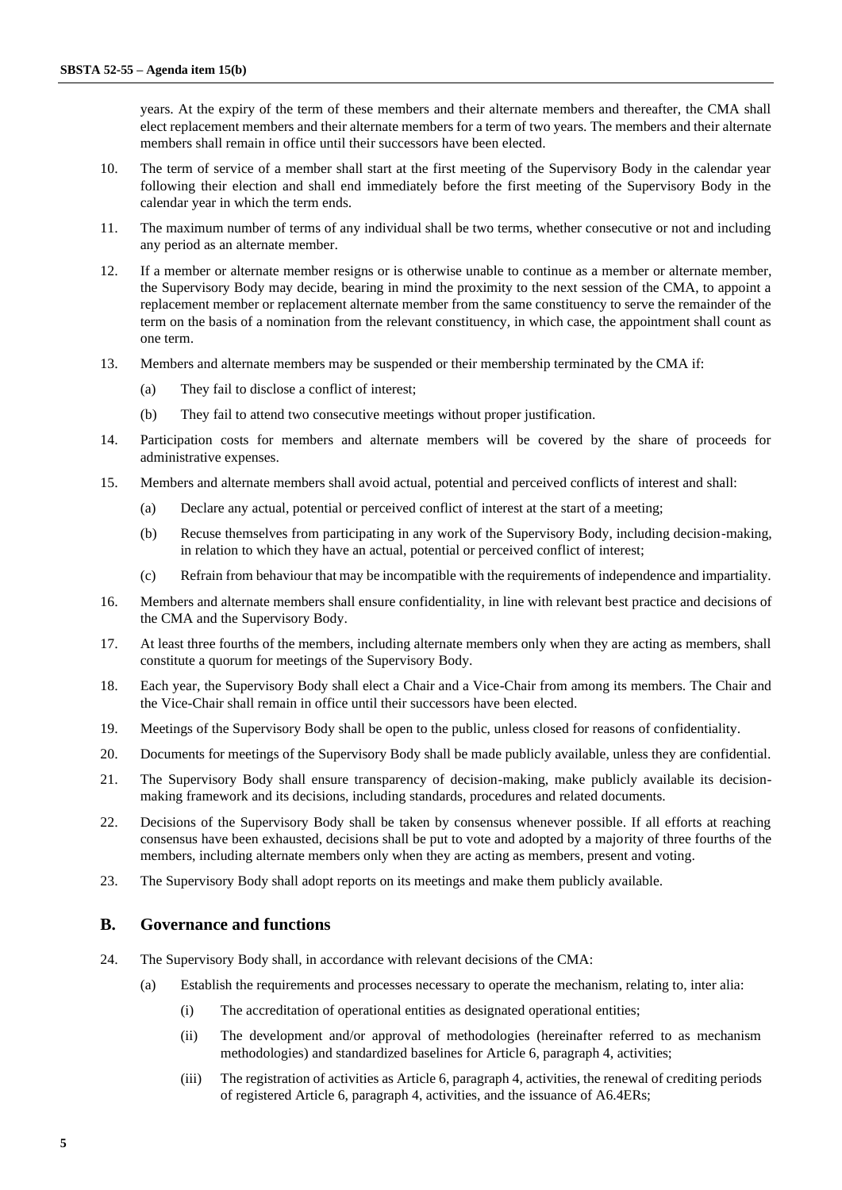years. At the expiry of the term of these members and their alternate members and thereafter, the CMA shall elect replacement members and their alternate members for a term of two years. The members and their alternate members shall remain in office until their successors have been elected.

10. The term of service of a member shall start at the first meeting of the Supervisory Body in the calendar year following their election and shall end immediately before the first meeting of the Supervisory Body in the calendar year in which the term ends.

11. The maximum number of terms of any individual shall be two terms, whether consecutive or not and including any period as an alternate member.

12. If a member or alternate member resigns or is otherwise unable to continue as a member or alternate member, the Supervisory Body may decide, bearing in mind the proximity to the next session of the CMA, to appoint a replacement member or replacement alternate member from the same constituency to serve the remainder of the term on the basis of a nomination from the relevant constituency, in which case, the appointment shall count as one term.

13. Members and alternate members may be suspended or their membership terminated by the CMA if:

    (a) They fail to disclose a conflict of interest;

    (b) They fail to attend two consecutive meetings without proper justification.

14. Participation costs for members and alternate members will be covered by the share of proceeds for administrative expenses.

15. Members and alternate members shall avoid actual, potential and perceived conflicts of interest and shall:

    (a) Declare any actual, potential or perceived conflict of interest at the start of a meeting;

    (b) Recuse themselves from participating in any work of the Supervisory Body, including decision-making, in relation to which they have an actual, potential or perceived conflict of interest;

    (c) Refrain from behaviour that may be incompatible with the requirements of independence and impartiality.

16. Members and alternate members shall ensure confidentiality, in line with relevant best practice and decisions of the CMA and the Supervisory Body.

17. At least three fourths of the members, including alternate members only when they are acting as members, shall constitute a quorum for meetings of the Supervisory Body.

18. Each year, the Supervisory Body shall elect a Chair and a Vice-Chair from among its members. The Chair and the Vice-Chair shall remain in office until their successors have been elected.

19. Meetings of the Supervisory Body shall be open to the public, unless closed for reasons of confidentiality.

20. Documents for meetings of the Supervisory Body shall be made publicly available, unless they are confidential.

21. The Supervisory Body shall ensure transparency of decision-making, make publicly available its decision-making framework and its decisions, including standards, procedures and related documents.

22. Decisions of the Supervisory Body shall be taken by consensus whenever possible. If all efforts at reaching consensus have been exhausted, decisions shall be put to vote and adopted by a majority of three fourths of the members, including alternate members only when they are acting as members, present and voting.

23. The Supervisory Body shall adopt reports on its meetings and make them publicly available.

## B. Governance and functions

24. The Supervisory Body shall, in accordance with relevant decisions of the CMA:

    (a) Establish the requirements and processes necessary to operate the mechanism, relating to, inter alia:

        (i) The accreditation of operational entities as designated operational entities;

        (ii) The development and/or approval of methodologies (hereinafter referred to as mechanism methodologies) and standardized baselines for Article 6, paragraph 4, activities;

        (iii) The registration of activities as Article 6, paragraph 4, activities, the renewal of crediting periods of registered Article 6, paragraph 4, activities, and the issuance of A6.4ERs;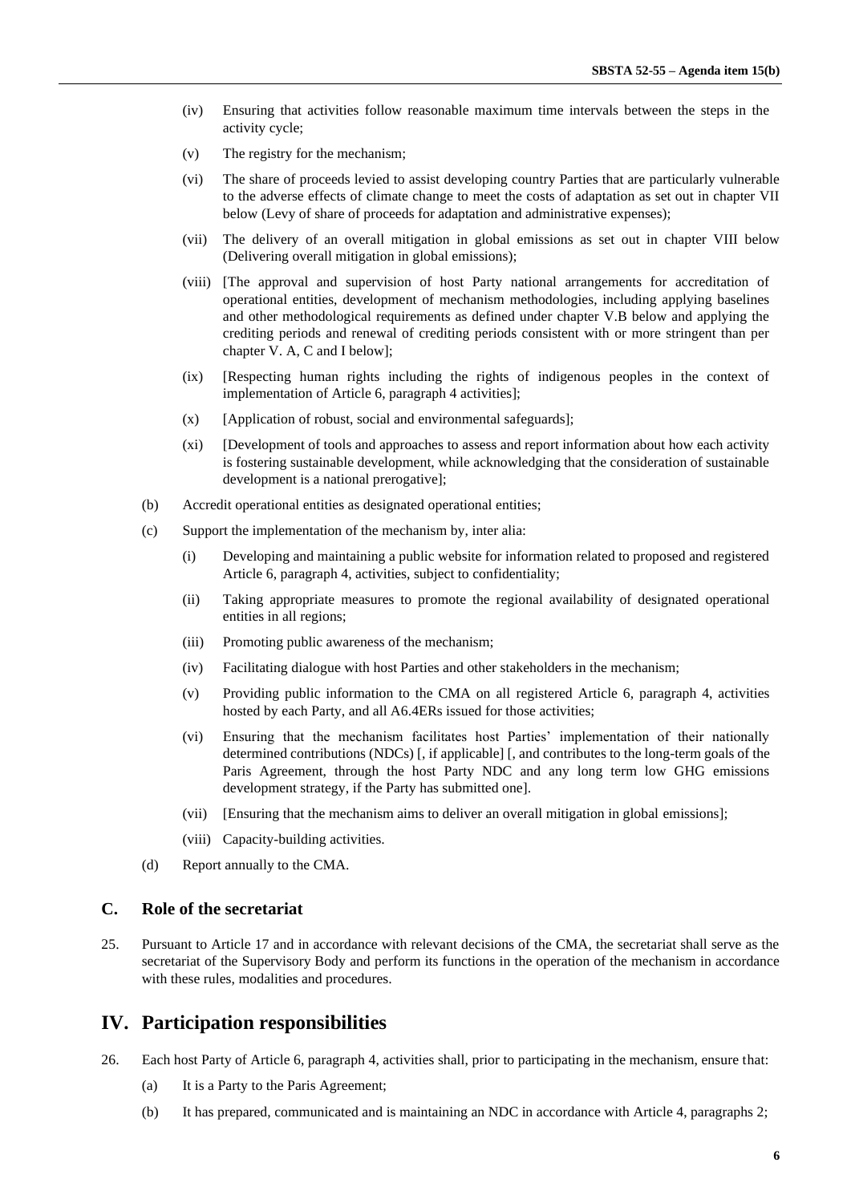(iv) Ensuring that activities follow reasonable maximum time intervals between the steps in the activity cycle;

(v) The registry for the mechanism;

(vi) The share of proceeds levied to assist developing country Parties that are particularly vulnerable to the adverse effects of climate change to meet the costs of adaptation as set out in chapter VII below (Levy of share of proceeds for adaptation and administrative expenses);

(vii) The delivery of an overall mitigation in global emissions as set out in chapter VIII below (Delivering overall mitigation in global emissions);

(viii) [The approval and supervision of host Party national arrangements for accreditation of operational entities, development of mechanism methodologies, including applying baselines and other methodological requirements as defined under chapter V.B below and applying the crediting periods and renewal of crediting periods consistent with or more stringent than per chapter V. A, C and I below];

(ix) [Respecting human rights including the rights of indigenous peoples in the context of implementation of Article 6, paragraph 4 activities];

(x) [Application of robust, social and environmental safeguards];

(xi) [Development of tools and approaches to assess and report information about how each activity is fostering sustainable development, while acknowledging that the consideration of sustainable development is a national prerogative];

(b) Accredit operational entities as designated operational entities;

(c) Support the implementation of the mechanism by, inter alia:

(i) Developing and maintaining a public website for information related to proposed and registered Article 6, paragraph 4, activities, subject to confidentiality;

(ii) Taking appropriate measures to promote the regional availability of designated operational entities in all regions;

(iii) Promoting public awareness of the mechanism;

(iv) Facilitating dialogue with host Parties and other stakeholders in the mechanism;

(v) Providing public information to the CMA on all registered Article 6, paragraph 4, activities hosted by each Party, and all A6.4ERs issued for those activities;

(vi) Ensuring that the mechanism facilitates host Parties' implementation of their nationally determined contributions (NDCs) [, if applicable] [, and contributes to the long-term goals of the Paris Agreement, through the host Party NDC and any long term low GHG emissions development strategy, if the Party has submitted one].

(vii) [Ensuring that the mechanism aims to deliver an overall mitigation in global emissions];

(viii) Capacity-building activities.

(d) Report annually to the CMA.

### C. Role of the secretariat

25. Pursuant to Article 17 and in accordance with relevant decisions of the CMA, the secretariat shall serve as the secretariat of the Supervisory Body and perform its functions in the operation of the mechanism in accordance with these rules, modalities and procedures.

## IV. Participation responsibilities

26. Each host Party of Article 6, paragraph 4, activities shall, prior to participating in the mechanism, ensure that:

(a) It is a Party to the Paris Agreement;

(b) It has prepared, communicated and is maintaining an NDC in accordance with Article 4, paragraphs 2;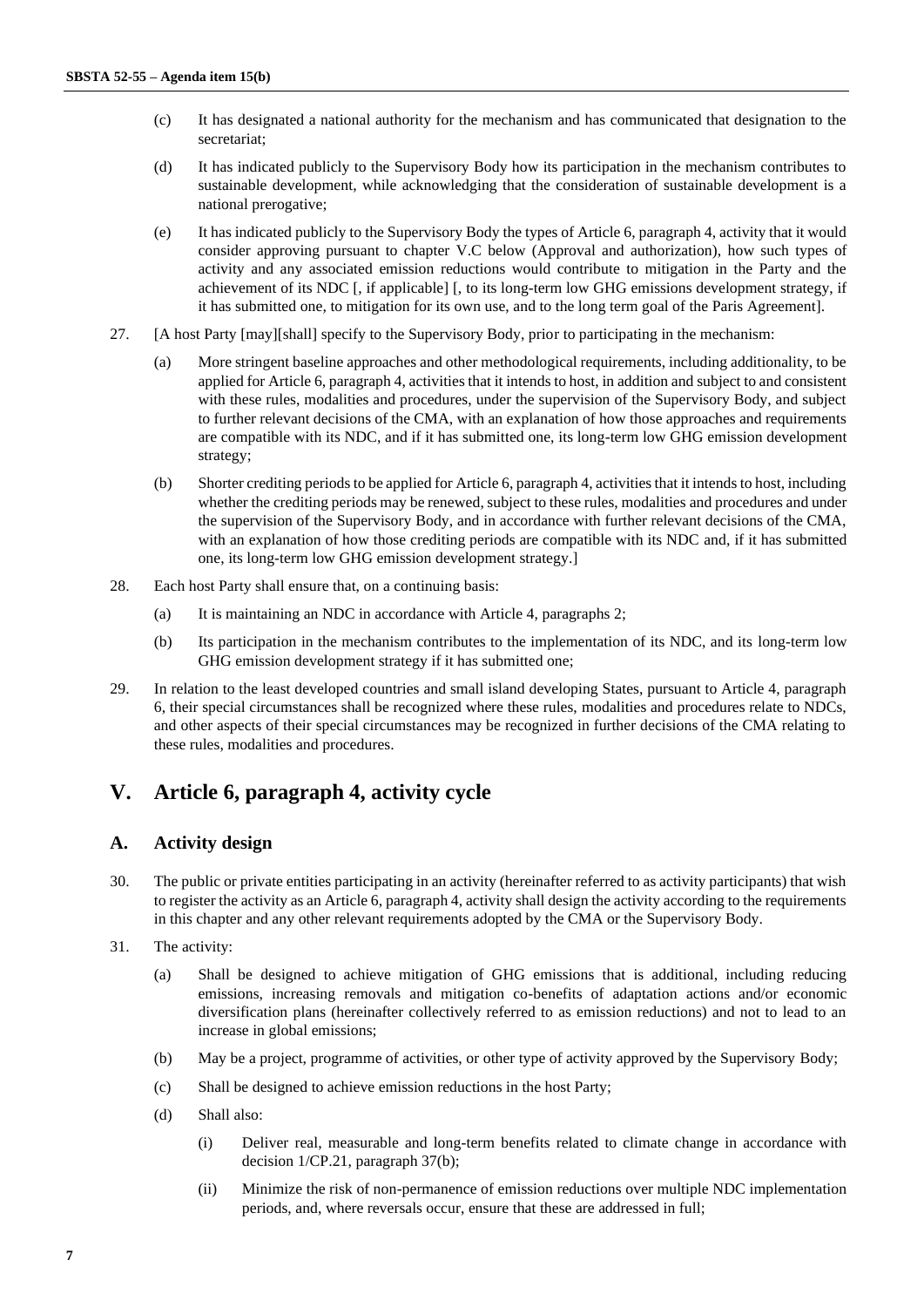(c) It has designated a national authority for the mechanism and has communicated that designation to the secretariat;

(d) It has indicated publicly to the Supervisory Body how its participation in the mechanism contributes to sustainable development, while acknowledging that the consideration of sustainable development is a national prerogative;

(e) It has indicated publicly to the Supervisory Body the types of Article 6, paragraph 4, activity that it would consider approving pursuant to chapter V.C below (Approval and authorization), how such types of activity and any associated emission reductions would contribute to mitigation in the Party and the achievement of its NDC [, if applicable] [, to its long-term low GHG emissions development strategy, if it has submitted one, to mitigation for its own use, and to the long term goal of the Paris Agreement].

27. [A host Party [may][shall] specify to the Supervisory Body, prior to participating in the mechanism:

(a) More stringent baseline approaches and other methodological requirements, including additionality, to be applied for Article 6, paragraph 4, activities that it intends to host, in addition and subject to and consistent with these rules, modalities and procedures, under the supervision of the Supervisory Body, and subject to further relevant decisions of the CMA, with an explanation of how those approaches and requirements are compatible with its NDC, and if it has submitted one, its long-term low GHG emission development strategy;

(b) Shorter crediting periods to be applied for Article 6, paragraph 4, activities that it intends to host, including whether the crediting periods may be renewed, subject to these rules, modalities and procedures and under the supervision of the Supervisory Body, and in accordance with further relevant decisions of the CMA, with an explanation of how those crediting periods are compatible with its NDC and, if it has submitted one, its long-term low GHG emission development strategy.]

28. Each host Party shall ensure that, on a continuing basis:

(a) It is maintaining an NDC in accordance with Article 4, paragraphs 2;

(b) Its participation in the mechanism contributes to the implementation of its NDC, and its long-term low GHG emission development strategy if it has submitted one;

29. In relation to the least developed countries and small island developing States, pursuant to Article 4, paragraph 6, their special circumstances shall be recognized where these rules, modalities and procedures relate to NDCs, and other aspects of their special circumstances may be recognized in further decisions of the CMA relating to these rules, modalities and procedures.

# V. Article 6, paragraph 4, activity cycle

## A. Activity design

30. The public or private entities participating in an activity (hereinafter referred to as activity participants) that wish to register the activity as an Article 6, paragraph 4, activity shall design the activity according to the requirements in this chapter and any other relevant requirements adopted by the CMA or the Supervisory Body.

31. The activity:

(a) Shall be designed to achieve mitigation of GHG emissions that is additional, including reducing emissions, increasing removals and mitigation co-benefits of adaptation actions and/or economic diversification plans (hereinafter collectively referred to as emission reductions) and not to lead to an increase in global emissions;

(b) May be a project, programme of activities, or other type of activity approved by the Supervisory Body;

(c) Shall be designed to achieve emission reductions in the host Party;

(d) Shall also:

(i) Deliver real, measurable and long-term benefits related to climate change in accordance with decision 1/CP.21, paragraph 37(b);

(ii) Minimize the risk of non-permanence of emission reductions over multiple NDC implementation periods, and, where reversals occur, ensure that these are addressed in full;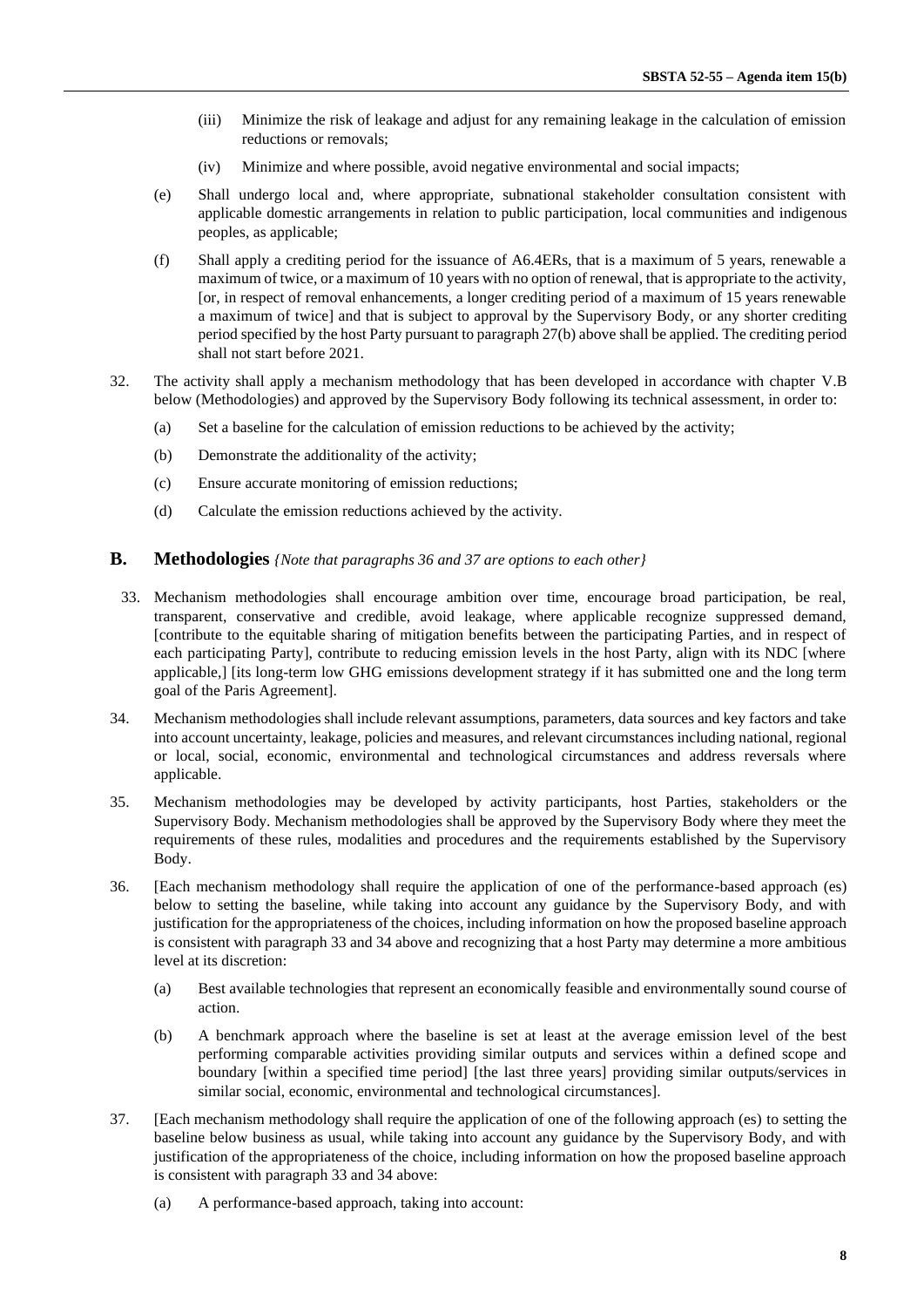(iii) Minimize the risk of leakage and adjust for any remaining leakage in the calculation of emission reductions or removals;

(iv) Minimize and where possible, avoid negative environmental and social impacts;

(e) Shall undergo local and, where appropriate, subnational stakeholder consultation consistent with applicable domestic arrangements in relation to public participation, local communities and indigenous peoples, as applicable;

(f) Shall apply a crediting period for the issuance of A6.4ERs, that is a maximum of 5 years, renewable a maximum of twice, or a maximum of 10 years with no option of renewal, that is appropriate to the activity, [or, in respect of removal enhancements, a longer crediting period of a maximum of 15 years renewable a maximum of twice] and that is subject to approval by the Supervisory Body, or any shorter crediting period specified by the host Party pursuant to paragraph 27(b) above shall be applied. The crediting period shall not start before 2021.

32. The activity shall apply a mechanism methodology that has been developed in accordance with chapter V.B below (Methodologies) and approved by the Supervisory Body following its technical assessment, in order to:

(a) Set a baseline for the calculation of emission reductions to be achieved by the activity;

(b) Demonstrate the additionality of the activity;

(c) Ensure accurate monitoring of emission reductions;

(d) Calculate the emission reductions achieved by the activity.

## B. Methodologies *{Note that paragraphs 36 and 37 are options to each other}*

33. Mechanism methodologies shall encourage ambition over time, encourage broad participation, be real, transparent, conservative and credible, avoid leakage, where applicable recognize suppressed demand, [contribute to the equitable sharing of mitigation benefits between the participating Parties, and in respect of each participating Party], contribute to reducing emission levels in the host Party, align with its NDC [where applicable,] [its long-term low GHG emissions development strategy if it has submitted one and the long term goal of the Paris Agreement].

34. Mechanism methodologies shall include relevant assumptions, parameters, data sources and key factors and take into account uncertainty, leakage, policies and measures, and relevant circumstances including national, regional or local, social, economic, environmental and technological circumstances and address reversals where applicable.

35. Mechanism methodologies may be developed by activity participants, host Parties, stakeholders or the Supervisory Body. Mechanism methodologies shall be approved by the Supervisory Body where they meet the requirements of these rules, modalities and procedures and the requirements established by the Supervisory Body.

36. [Each mechanism methodology shall require the application of one of the performance-based approach (es) below to setting the baseline, while taking into account any guidance by the Supervisory Body, and with justification for the appropriateness of the choices, including information on how the proposed baseline approach is consistent with paragraph 33 and 34 above and recognizing that a host Party may determine a more ambitious level at its discretion:

(a) Best available technologies that represent an economically feasible and environmentally sound course of action.

(b) A benchmark approach where the baseline is set at least at the average emission level of the best performing comparable activities providing similar outputs and services within a defined scope and boundary [within a specified time period] [the last three years] providing similar outputs/services in similar social, economic, environmental and technological circumstances].

37. [Each mechanism methodology shall require the application of one of the following approach (es) to setting the baseline below business as usual, while taking into account any guidance by the Supervisory Body, and with justification of the appropriateness of the choice, including information on how the proposed baseline approach is consistent with paragraph 33 and 34 above:

(a) A performance-based approach, taking into account: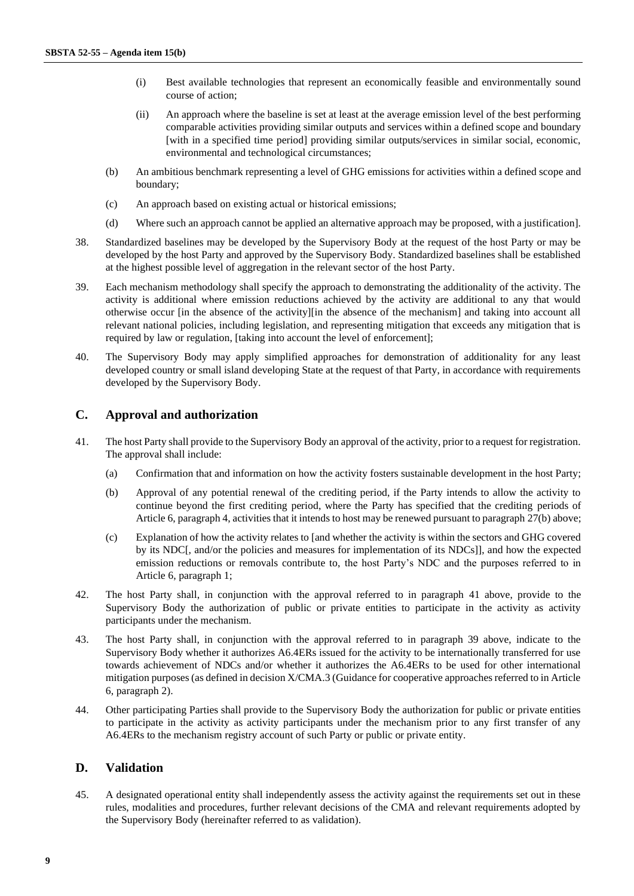(i) Best available technologies that represent an economically feasible and environmentally sound course of action;

(ii) An approach where the baseline is set at least at the average emission level of the best performing comparable activities providing similar outputs and services within a defined scope and boundary [with in a specified time period] providing similar outputs/services in similar social, economic, environmental and technological circumstances;

(b) An ambitious benchmark representing a level of GHG emissions for activities within a defined scope and boundary;

(c) An approach based on existing actual or historical emissions;

(d) Where such an approach cannot be applied an alternative approach may be proposed, with a justification].

38. Standardized baselines may be developed by the Supervisory Body at the request of the host Party or may be developed by the host Party and approved by the Supervisory Body. Standardized baselines shall be established at the highest possible level of aggregation in the relevant sector of the host Party.

39. Each mechanism methodology shall specify the approach to demonstrating the additionality of the activity. The activity is additional where emission reductions achieved by the activity are additional to any that would otherwise occur [in the absence of the activity][in the absence of the mechanism] and taking into account all relevant national policies, including legislation, and representing mitigation that exceeds any mitigation that is required by law or regulation, [taking into account the level of enforcement];

40. The Supervisory Body may apply simplified approaches for demonstration of additionality for any least developed country or small island developing State at the request of that Party, in accordance with requirements developed by the Supervisory Body.

## C. Approval and authorization

41. The host Party shall provide to the Supervisory Body an approval of the activity, prior to a request for registration. The approval shall include:

(a) Confirmation that and information on how the activity fosters sustainable development in the host Party;

(b) Approval of any potential renewal of the crediting period, if the Party intends to allow the activity to continue beyond the first crediting period, where the Party has specified that the crediting periods of Article 6, paragraph 4, activities that it intends to host may be renewed pursuant to paragraph 27(b) above;

(c) Explanation of how the activity relates to [and whether the activity is within the sectors and GHG covered by its NDC[, and/or the policies and measures for implementation of its NDCs]], and how the expected emission reductions or removals contribute to, the host Party's NDC and the purposes referred to in Article 6, paragraph 1;

42. The host Party shall, in conjunction with the approval referred to in paragraph 41 above, provide to the Supervisory Body the authorization of public or private entities to participate in the activity as activity participants under the mechanism.

43. The host Party shall, in conjunction with the approval referred to in paragraph 39 above, indicate to the Supervisory Body whether it authorizes A6.4ERs issued for the activity to be internationally transferred for use towards achievement of NDCs and/or whether it authorizes the A6.4ERs to be used for other international mitigation purposes (as defined in decision X/CMA.3 (Guidance for cooperative approaches referred to in Article 6, paragraph 2).

44. Other participating Parties shall provide to the Supervisory Body the authorization for public or private entities to participate in the activity as activity participants under the mechanism prior to any first transfer of any A6.4ERs to the mechanism registry account of such Party or public or private entity.

## D. Validation

45. A designated operational entity shall independently assess the activity against the requirements set out in these rules, modalities and procedures, further relevant decisions of the CMA and relevant requirements adopted by the Supervisory Body (hereinafter referred to as validation).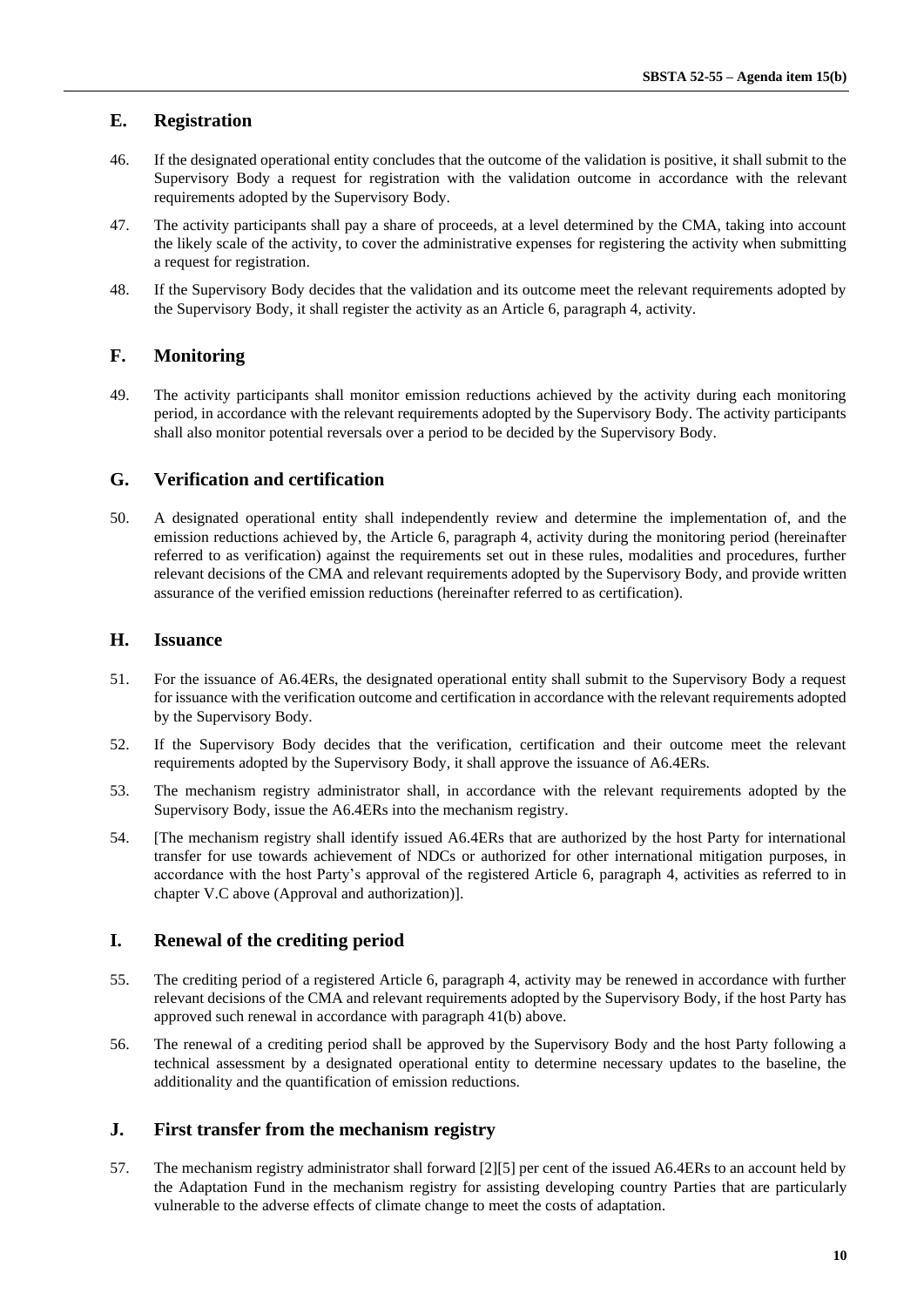## E. Registration

46. If the designated operational entity concludes that the outcome of the validation is positive, it shall submit to the Supervisory Body a request for registration with the validation outcome in accordance with the relevant requirements adopted by the Supervisory Body.

47. The activity participants shall pay a share of proceeds, at a level determined by the CMA, taking into account the likely scale of the activity, to cover the administrative expenses for registering the activity when submitting a request for registration.

48. If the Supervisory Body decides that the validation and its outcome meet the relevant requirements adopted by the Supervisory Body, it shall register the activity as an Article 6, paragraph 4, activity.

## F. Monitoring

49. The activity participants shall monitor emission reductions achieved by the activity during each monitoring period, in accordance with the relevant requirements adopted by the Supervisory Body. The activity participants shall also monitor potential reversals over a period to be decided by the Supervisory Body.

## G. Verification and certification

50. A designated operational entity shall independently review and determine the implementation of, and the emission reductions achieved by, the Article 6, paragraph 4, activity during the monitoring period (hereinafter referred to as verification) against the requirements set out in these rules, modalities and procedures, further relevant decisions of the CMA and relevant requirements adopted by the Supervisory Body, and provide written assurance of the verified emission reductions (hereinafter referred to as certification).

## H. Issuance

51. For the issuance of A6.4ERs, the designated operational entity shall submit to the Supervisory Body a request for issuance with the verification outcome and certification in accordance with the relevant requirements adopted by the Supervisory Body.

52. If the Supervisory Body decides that the verification, certification and their outcome meet the relevant requirements adopted by the Supervisory Body, it shall approve the issuance of A6.4ERs.

53. The mechanism registry administrator shall, in accordance with the relevant requirements adopted by the Supervisory Body, issue the A6.4ERs into the mechanism registry.

54. [The mechanism registry shall identify issued A6.4ERs that are authorized by the host Party for international transfer for use towards achievement of NDCs or authorized for other international mitigation purposes, in accordance with the host Party's approval of the registered Article 6, paragraph 4, activities as referred to in chapter V.C above (Approval and authorization)].

## I. Renewal of the crediting period

55. The crediting period of a registered Article 6, paragraph 4, activity may be renewed in accordance with further relevant decisions of the CMA and relevant requirements adopted by the Supervisory Body, if the host Party has approved such renewal in accordance with paragraph 41(b) above.

56. The renewal of a crediting period shall be approved by the Supervisory Body and the host Party following a technical assessment by a designated operational entity to determine necessary updates to the baseline, the additionality and the quantification of emission reductions.

## J. First transfer from the mechanism registry

57. The mechanism registry administrator shall forward [2][5] per cent of the issued A6.4ERs to an account held by the Adaptation Fund in the mechanism registry for assisting developing country Parties that are particularly vulnerable to the adverse effects of climate change to meet the costs of adaptation.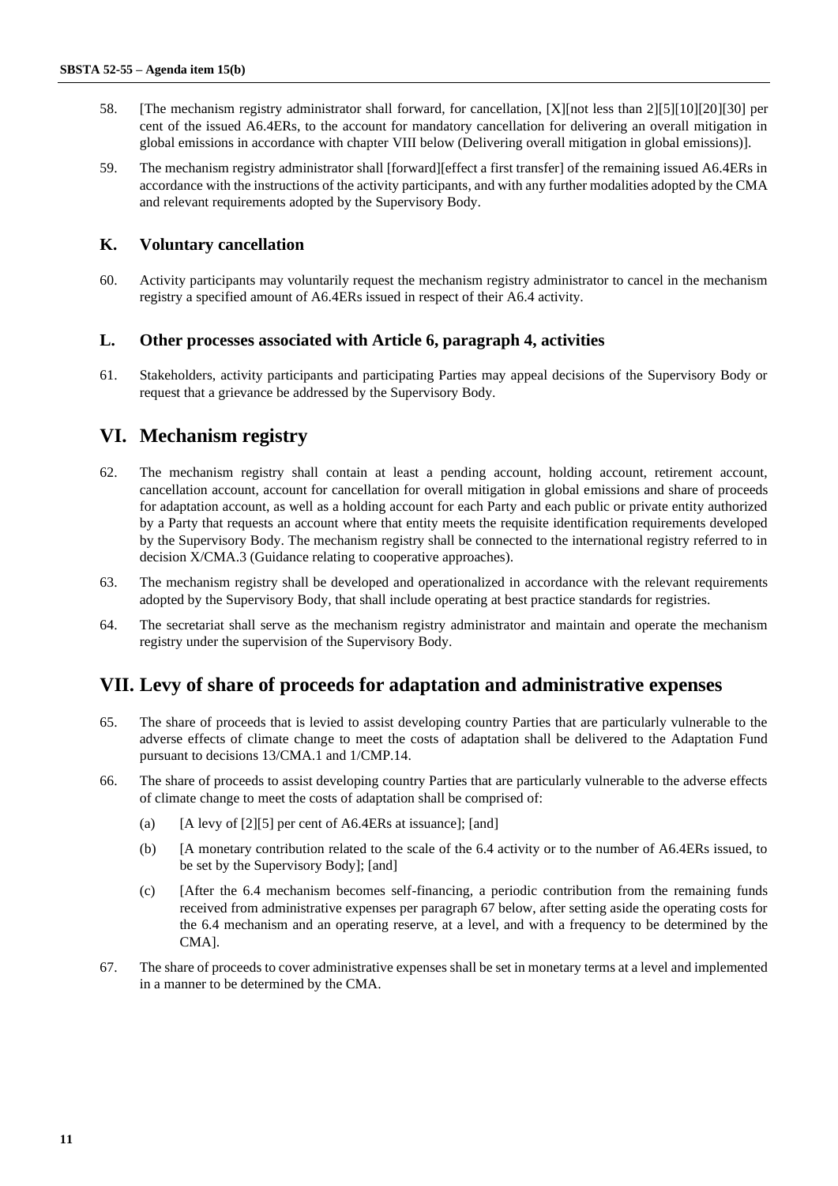58. [The mechanism registry administrator shall forward, for cancellation, [X][not less than 2][5][10][20][30] per cent of the issued A6.4ERs, to the account for mandatory cancellation for delivering an overall mitigation in global emissions in accordance with chapter VIII below (Delivering overall mitigation in global emissions)].

59. The mechanism registry administrator shall [forward][effect a first transfer] of the remaining issued A6.4ERs in accordance with the instructions of the activity participants, and with any further modalities adopted by the CMA and relevant requirements adopted by the Supervisory Body.

### K. Voluntary cancellation

60. Activity participants may voluntarily request the mechanism registry administrator to cancel in the mechanism registry a specified amount of A6.4ERs issued in respect of their A6.4 activity.

### L. Other processes associated with Article 6, paragraph 4, activities

61. Stakeholders, activity participants and participating Parties may appeal decisions of the Supervisory Body or request that a grievance be addressed by the Supervisory Body.

## VI. Mechanism registry

62. The mechanism registry shall contain at least a pending account, holding account, retirement account, cancellation account, account for cancellation for overall mitigation in global emissions and share of proceeds for adaptation account, as well as a holding account for each Party and each public or private entity authorized by a Party that requests an account where that entity meets the requisite identification requirements developed by the Supervisory Body. The mechanism registry shall be connected to the international registry referred to in decision X/CMA.3 (Guidance relating to cooperative approaches).

63. The mechanism registry shall be developed and operationalized in accordance with the relevant requirements adopted by the Supervisory Body, that shall include operating at best practice standards for registries.

64. The secretariat shall serve as the mechanism registry administrator and maintain and operate the mechanism registry under the supervision of the Supervisory Body.

## VII. Levy of share of proceeds for adaptation and administrative expenses

65. The share of proceeds that is levied to assist developing country Parties that are particularly vulnerable to the adverse effects of climate change to meet the costs of adaptation shall be delivered to the Adaptation Fund pursuant to decisions 13/CMA.1 and 1/CMP.14.

66. The share of proceeds to assist developing country Parties that are particularly vulnerable to the adverse effects of climate change to meet the costs of adaptation shall be comprised of:

(a) [A levy of [2][5] per cent of A6.4ERs at issuance]; [and]

(b) [A monetary contribution related to the scale of the 6.4 activity or to the number of A6.4ERs issued, to be set by the Supervisory Body]; [and]

(c) [After the 6.4 mechanism becomes self-financing, a periodic contribution from the remaining funds received from administrative expenses per paragraph 67 below, after setting aside the operating costs for the 6.4 mechanism and an operating reserve, at a level, and with a frequency to be determined by the CMA].

67. The share of proceeds to cover administrative expenses shall be set in monetary terms at a level and implemented in a manner to be determined by the CMA.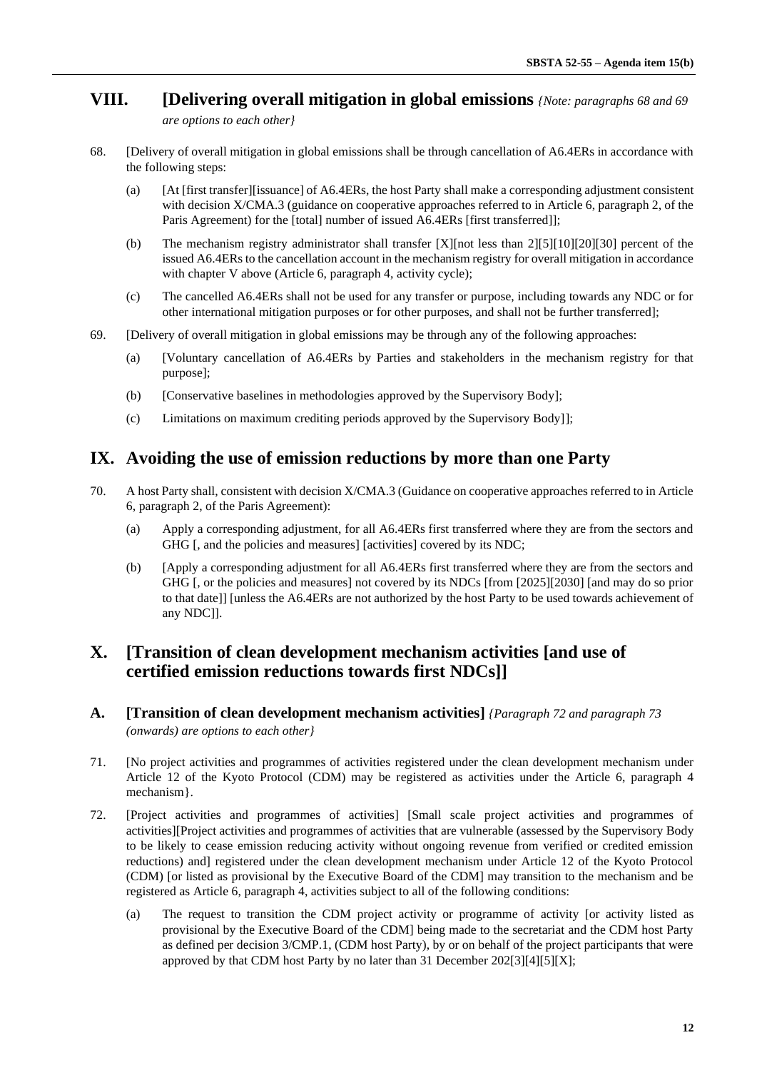## VIII. [Delivering overall mitigation in global emissions *{Note: paragraphs 68 and 69 are options to each other}*

68. [Delivery of overall mitigation in global emissions shall be through cancellation of A6.4ERs in accordance with the following steps:

 (a) [At [first transfer][issuance] of A6.4ERs, the host Party shall make a corresponding adjustment consistent with decision X/CMA.3 (guidance on cooperative approaches referred to in Article 6, paragraph 2, of the Paris Agreement) for the [total] number of issued A6.4ERs [first transferred]];

 (b) The mechanism registry administrator shall transfer [X][not less than 2][5][10][20][30] percent of the issued A6.4ERs to the cancellation account in the mechanism registry for overall mitigation in accordance with chapter V above (Article 6, paragraph 4, activity cycle);

 (c) The cancelled A6.4ERs shall not be used for any transfer or purpose, including towards any NDC or for other international mitigation purposes or for other purposes, and shall not be further transferred];

69. [Delivery of overall mitigation in global emissions may be through any of the following approaches:

 (a) [Voluntary cancellation of A6.4ERs by Parties and stakeholders in the mechanism registry for that purpose];

 (b) [Conservative baselines in methodologies approved by the Supervisory Body];

 (c) Limitations on maximum crediting periods approved by the Supervisory Body]];

## IX. Avoiding the use of emission reductions by more than one Party

70. A host Party shall, consistent with decision X/CMA.3 (Guidance on cooperative approaches referred to in Article 6, paragraph 2, of the Paris Agreement):

 (a) Apply a corresponding adjustment, for all A6.4ERs first transferred where they are from the sectors and GHG [, and the policies and measures] [activities] covered by its NDC;

 (b) [Apply a corresponding adjustment for all A6.4ERs first transferred where they are from the sectors and GHG [, or the policies and measures] not covered by its NDCs [from [2025][2030] [and may do so prior to that date]] [unless the A6.4ERs are not authorized by the host Party to be used towards achievement of any NDC]].

## X. [Transition of clean development mechanism activities [and use of certified emission reductions towards first NDCs]]

### A. [Transition of clean development mechanism activities] *{Paragraph 72 and paragraph 73 (onwards) are options to each other}*

71. [No project activities and programmes of activities registered under the clean development mechanism under Article 12 of the Kyoto Protocol (CDM) may be registered as activities under the Article 6, paragraph 4 mechanism}.

72. [Project activities and programmes of activities] [Small scale project activities and programmes of activities][Project activities and programmes of activities that are vulnerable (assessed by the Supervisory Body to be likely to cease emission reducing activity without ongoing revenue from verified or credited emission reductions) and] registered under the clean development mechanism under Article 12 of the Kyoto Protocol (CDM) [or listed as provisional by the Executive Board of the CDM] may transition to the mechanism and be registered as Article 6, paragraph 4, activities subject to all of the following conditions:

 (a) The request to transition the CDM project activity or programme of activity [or activity listed as provisional by the Executive Board of the CDM] being made to the secretariat and the CDM host Party as defined per decision 3/CMP.1, (CDM host Party), by or on behalf of the project participants that were approved by that CDM host Party by no later than 31 December 202[3][4][5][X];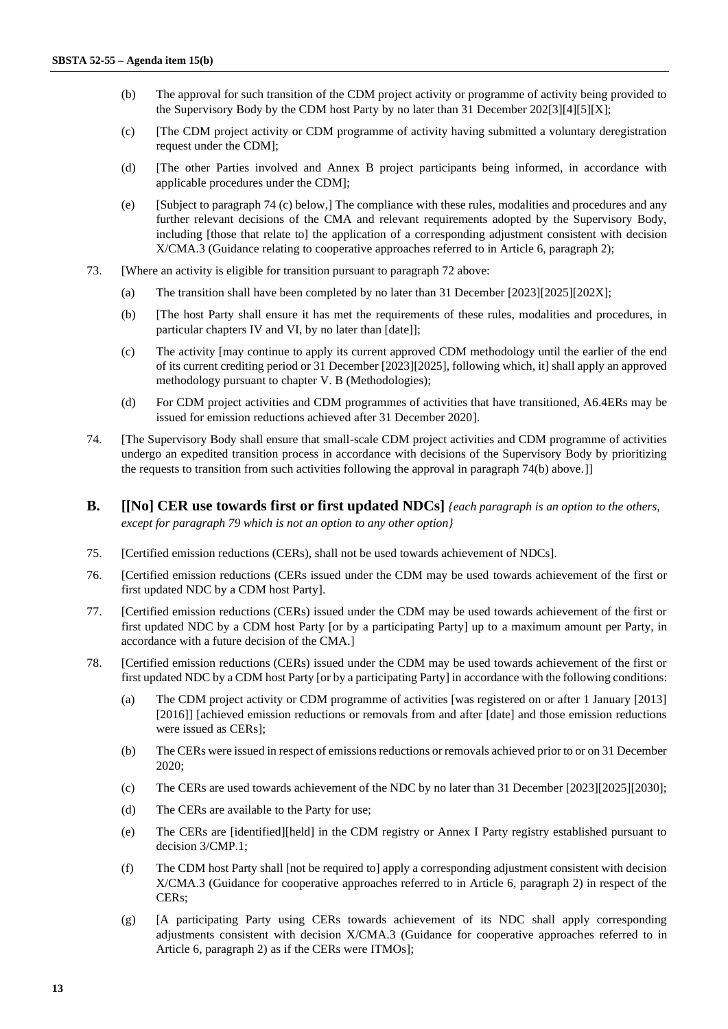(b) The approval for such transition of the CDM project activity or programme of activity being provided to the Supervisory Body by the CDM host Party by no later than 31 December 202[3][4][5][X];

(c) [The CDM project activity or CDM programme of activity having submitted a voluntary deregistration request under the CDM];

(d) [The other Parties involved and Annex B project participants being informed, in accordance with applicable procedures under the CDM];

(e) [Subject to paragraph 74 (c) below,] The compliance with these rules, modalities and procedures and any further relevant decisions of the CMA and relevant requirements adopted by the Supervisory Body, including [those that relate to] the application of a corresponding adjustment consistent with decision X/CMA.3 (Guidance relating to cooperative approaches referred to in Article 6, paragraph 2);

73. [Where an activity is eligible for transition pursuant to paragraph 72 above:

(a) The transition shall have been completed by no later than 31 December [2023][2025][202X];

(b) [The host Party shall ensure it has met the requirements of these rules, modalities and procedures, in particular chapters IV and VI, by no later than [date]];

(c) The activity [may continue to apply its current approved CDM methodology until the earlier of the end of its current crediting period or 31 December [2023][2025], following which, it] shall apply an approved methodology pursuant to chapter V. B (Methodologies);

(d) For CDM project activities and CDM programmes of activities that have transitioned, A6.4ERs may be issued for emission reductions achieved after 31 December 2020].

74. [The Supervisory Body shall ensure that small-scale CDM project activities and CDM programme of activities undergo an expedited transition process in accordance with decisions of the Supervisory Body by prioritizing the requests to transition from such activities following the approval in paragraph 74(b) above.]]

## B. [[No] CER use towards first or first updated NDCs] *{each paragraph is an option to the others, except for paragraph 79 which is not an option to any other option}*

75. [Certified emission reductions (CERs), shall not be used towards achievement of NDCs].

76. [Certified emission reductions (CERs issued under the CDM may be used towards achievement of the first or first updated NDC by a CDM host Party].

77. [Certified emission reductions (CERs) issued under the CDM may be used towards achievement of the first or first updated NDC by a CDM host Party [or by a participating Party] up to a maximum amount per Party, in accordance with a future decision of the CMA.]

78. [Certified emission reductions (CERs) issued under the CDM may be used towards achievement of the first or first updated NDC by a CDM host Party [or by a participating Party] in accordance with the following conditions:

(a) The CDM project activity or CDM programme of activities [was registered on or after 1 January [2013] [2016]] [achieved emission reductions or removals from and after [date] and those emission reductions were issued as CERs];

(b) The CERs were issued in respect of emissions reductions or removals achieved prior to or on 31 December 2020;

(c) The CERs are used towards achievement of the NDC by no later than 31 December [2023][2025][2030];

(d) The CERs are available to the Party for use;

(e) The CERs are [identified][held] in the CDM registry or Annex I Party registry established pursuant to decision 3/CMP.1;

(f) The CDM host Party shall [not be required to] apply a corresponding adjustment consistent with decision X/CMA.3 (Guidance for cooperative approaches referred to in Article 6, paragraph 2) in respect of the CERs;

(g) [A participating Party using CERs towards achievement of its NDC shall apply corresponding adjustments consistent with decision X/CMA.3 (Guidance for cooperative approaches referred to in Article 6, paragraph 2) as if the CERs were ITMOs];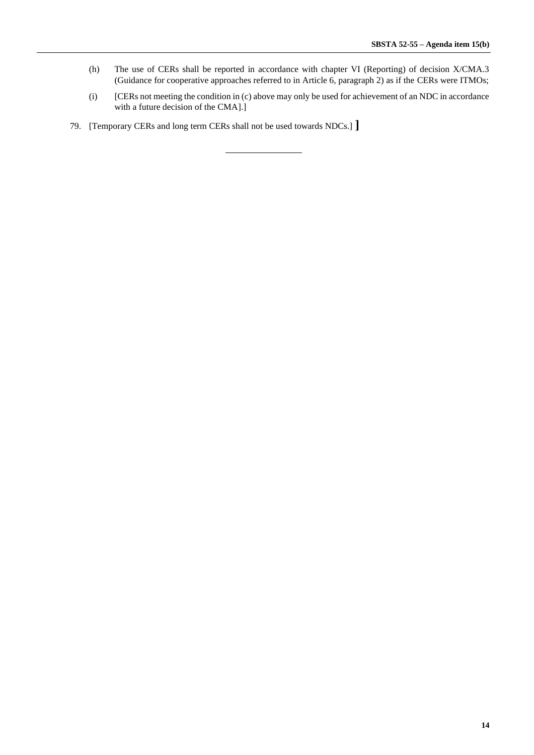(h) The use of CERs shall be reported in accordance with chapter VI (Reporting) of decision X/CMA.3 (Guidance for cooperative approaches referred to in Article 6, paragraph 2) as if the CERs were ITMOs;

(i) [CERs not meeting the condition in (c) above may only be used for achievement of an NDC in accordance with a future decision of the CMA].]

79. [Temporary CERs and long term CERs shall not be used towards NDCs.] **]**